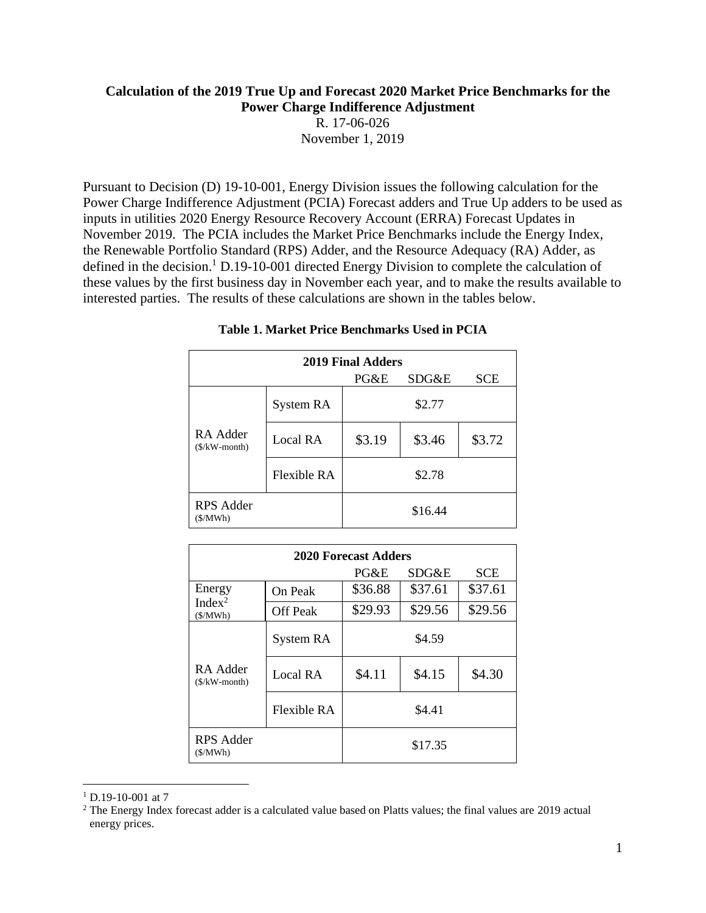**Calculation of the 2019 True Up and Forecast 2020 Market Price Benchmarks for the Power Charge Indifference Adjustment**

R. 17-06-026

November 1, 2019

Pursuant to Decision (D) 19-10-001, Energy Division issues the following calculation for the Power Charge Indifference Adjustment (PCIA) Forecast adders and True Up adders to be used as inputs in utilities 2020 Energy Resource Recovery Account (ERRA) Forecast Updates in November 2019. The PCIA includes the Market Price Benchmarks include the Energy Index, the Renewable Portfolio Standard (RPS) Adder, and the Resource Adequacy (RA) Adder, as defined in the decision.[1] D.19-10-001 directed Energy Division to complete the calculation of these values by the first business day in November each year, and to make the results available to interested parties. The results of these calculations are shown in the tables below.

**Table 1. Market Price Benchmarks Used in PCIA**

| **2019 Final Adders** | | | | |
|---|---|---|---|---|
| | | PG&E | SDG&E | SCE |
| RA Adder ($/kW-month) | System RA | $2.77 | | |
| | Local RA | $3.19 | $3.46 | $3.72 |
| | Flexible RA | $2.78 | | |
| RPS Adder ($/MWh) | | $16.44 | | |

| **2020 Forecast Adders** | | | | |
|---|---|---|---|---|
| | | PG&E | SDG&E | SCE |
| Energy Index[2] ($/MWh) | On Peak | $36.88 | $37.61 | $37.61 |
| | Off Peak | $29.93 | $29.56 | $29.56 |
| RA Adder ($/kW-month) | System RA | $4.59 | | |
| | Local RA | $4.11 | $4.15 | $4.30 |
| | Flexible RA | $4.41 | | |
| RPS Adder ($/MWh) | | $17.35 | | |

[1] D.19-10-001 at 7

[2] The Energy Index forecast adder is a calculated value based on Platts values; the final values are 2019 actual energy prices.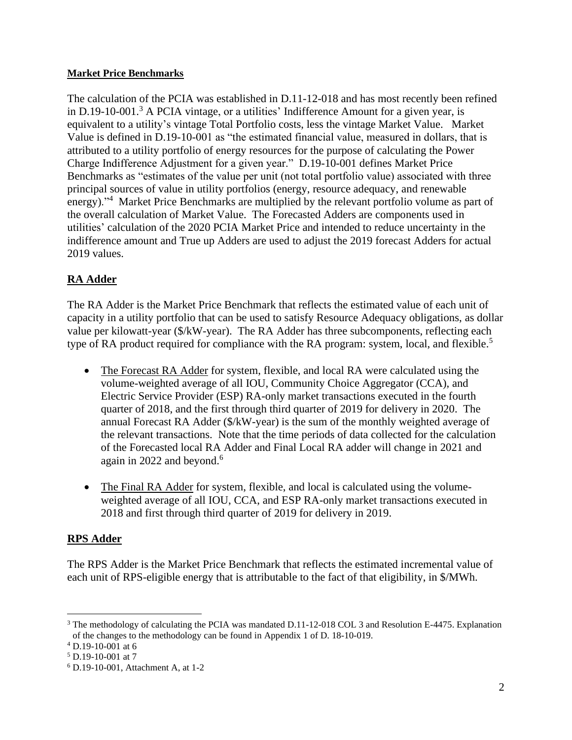**Market Price Benchmarks**

The calculation of the PCIA was established in D.11-12-018 and has most recently been refined in D.19-10-001.[3] A PCIA vintage, or a utilities' Indifference Amount for a given year, is equivalent to a utility's vintage Total Portfolio costs, less the vintage Market Value. Market Value is defined in D.19-10-001 as "the estimated financial value, measured in dollars, that is attributed to a utility portfolio of energy resources for the purpose of calculating the Power Charge Indifference Adjustment for a given year." D.19-10-001 defines Market Price Benchmarks as "estimates of the value per unit (not total portfolio value) associated with three principal sources of value in utility portfolios (energy, resource adequacy, and renewable energy)."[4] Market Price Benchmarks are multiplied by the relevant portfolio volume as part of the overall calculation of Market Value. The Forecasted Adders are components used in utilities' calculation of the 2020 PCIA Market Price and intended to reduce uncertainty in the indifference amount and True up Adders are used to adjust the 2019 forecast Adders for actual 2019 values.

## RA Adder

The RA Adder is the Market Price Benchmark that reflects the estimated value of each unit of capacity in a utility portfolio that can be used to satisfy Resource Adequacy obligations, as dollar value per kilowatt-year ($/kW-year). The RA Adder has three subcomponents, reflecting each type of RA product required for compliance with the RA program: system, local, and flexible.[5]

- The Forecast RA Adder for system, flexible, and local RA were calculated using the volume-weighted average of all IOU, Community Choice Aggregator (CCA), and Electric Service Provider (ESP) RA-only market transactions executed in the fourth quarter of 2018, and the first through third quarter of 2019 for delivery in 2020. The annual Forecast RA Adder ($/kW-year) is the sum of the monthly weighted average of the relevant transactions. Note that the time periods of data collected for the calculation of the Forecasted local RA Adder and Final Local RA adder will change in 2021 and again in 2022 and beyond.[6]

- The Final RA Adder for system, flexible, and local is calculated using the volume-weighted average of all IOU, CCA, and ESP RA-only market transactions executed in 2018 and first through third quarter of 2019 for delivery in 2019.

## RPS Adder

The RPS Adder is the Market Price Benchmark that reflects the estimated incremental value of each unit of RPS-eligible energy that is attributable to the fact of that eligibility, in $/MWh.

---

[3] The methodology of calculating the PCIA was mandated D.11-12-018 COL 3 and Resolution E-4475. Explanation of the changes to the methodology can be found in Appendix 1 of D. 18-10-019.

[4] D.19-10-001 at 6

[5] D.19-10-001 at 7

[6] D.19-10-001, Attachment A, at 1-2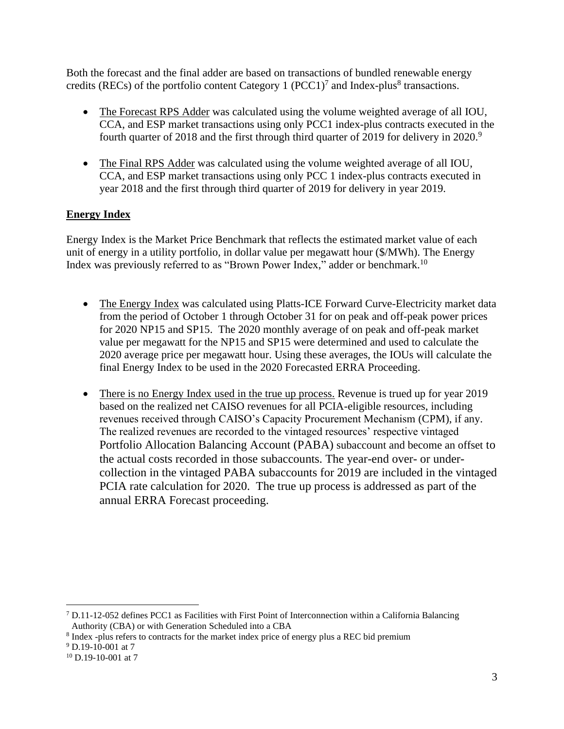Both the forecast and the final adder are based on transactions of bundled renewable energy credits (RECs) of the portfolio content Category 1 (PCC1)[7] and Index-plus[8] transactions.

- The Forecast RPS Adder was calculated using the volume weighted average of all IOU, CCA, and ESP market transactions using only PCC1 index-plus contracts executed in the fourth quarter of 2018 and the first through third quarter of 2019 for delivery in 2020.[9]

- The Final RPS Adder was calculated using the volume weighted average of all IOU, CCA, and ESP market transactions using only PCC 1 index-plus contracts executed in year 2018 and the first through third quarter of 2019 for delivery in year 2019.

**Energy Index**

Energy Index is the Market Price Benchmark that reflects the estimated market value of each unit of energy in a utility portfolio, in dollar value per megawatt hour ($/MWh). The Energy Index was previously referred to as "Brown Power Index," adder or benchmark.[10]

- The Energy Index was calculated using Platts-ICE Forward Curve-Electricity market data from the period of October 1 through October 31 for on peak and off-peak power prices for 2020 NP15 and SP15. The 2020 monthly average of on peak and off-peak market value per megawatt for the NP15 and SP15 were determined and used to calculate the 2020 average price per megawatt hour. Using these averages, the IOUs will calculate the final Energy Index to be used in the 2020 Forecasted ERRA Proceeding.

- There is no Energy Index used in the true up process. Revenue is trued up for year 2019 based on the realized net CAISO revenues for all PCIA-eligible resources, including revenues received through CAISO's Capacity Procurement Mechanism (CPM), if any. The realized revenues are recorded to the vintaged resources' respective vintaged Portfolio Allocation Balancing Account (PABA) subaccount and become an offset to the actual costs recorded in those subaccounts. The year-end over- or under-collection in the vintaged PABA subaccounts for 2019 are included in the vintaged PCIA rate calculation for 2020. The true up process is addressed as part of the annual ERRA Forecast proceeding.

---

[7] D.11-12-052 defines PCC1 as Facilities with First Point of Interconnection within a California Balancing Authority (CBA) or with Generation Scheduled into a CBA

[8] Index -plus refers to contracts for the market index price of energy plus a REC bid premium

[9] D.19-10-001 at 7

[10] D.19-10-001 at 7